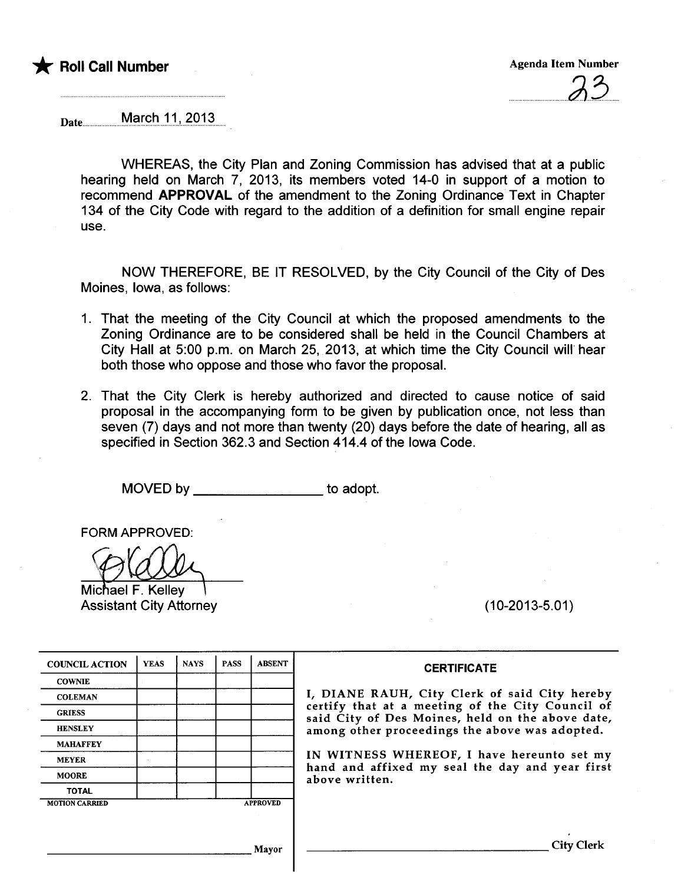★ **Roll Call Number**

Agenda Item Number

23

Date March 11, 2013

WHEREAS, the City Plan and Zoning Commission has advised that at a public hearing held on March 7, 2013, its members voted 14-0 in support of a motion to recommend **APPROVAL** of the amendment to the Zoning Ordinance Text in Chapter 134 of the City Code with regard to the addition of a definition for small engine repair use.

NOW THEREFORE, BE IT RESOLVED, by the City Council of the City of Des Moines, Iowa, as follows:

1. That the meeting of the City Council at which the proposed amendments to the Zoning Ordinance are to be considered shall be held in the Council Chambers at City Hall at 5:00 p.m. on March 25, 2013, at which time the City Council will hear both those who oppose and those who favor the proposal.

2. That the City Clerk is hereby authorized and directed to cause notice of said proposal in the accompanying form to be given by publication once, not less than seven (7) days and not more than twenty (20) days before the date of hearing, all as specified in Section 362.3 and Section 414.4 of the Iowa Code.

MOVED by ________________ to adopt.

FORM APPROVED:

Michael F. Kelley
Assistant City Attorney

(10-2013-5.01)

| COUNCIL ACTION | YEAS | NAYS | PASS | ABSENT |
|---|---|---|---|---|
| COWNIE | | | | |
| COLEMAN | | | | |
| GRIESS | | | | |
| HENSLEY | | | | |
| MAHAFFEY | | | | |
| MEYER | | | | |
| MOORE | | | | |
| TOTAL | | | | |

MOTION CARRIED APPROVED

________________________ Mayor

**CERTIFICATE**

I, DIANE RAUH, City Clerk of said City hereby certify that at a meeting of the City Council of said City of Des Moines, held on the above date, among other proceedings the above was adopted.

IN WITNESS WHEREOF, I have hereunto set my hand and affixed my seal the day and year first above written.

________________________ City Clerk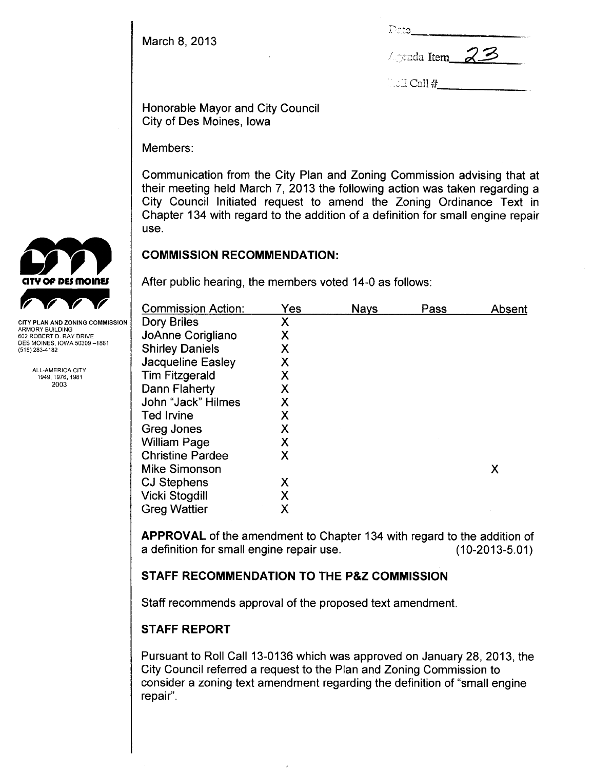March 8, 2013

Date\_\_\_\_\_\_\_\_\_\_

Agenda Item 23

Roll Call #\_\_\_\_\_\_\_\_\_\_

CITY OF DES MOINES

CITY PLAN AND ZONING COMMISSION
ARMORY BUILDING
602 ROBERT D. RAY DRIVE
DES MOINES, IOWA 50309-1881
(515) 283-4182

ALL-AMERICA CITY
1949, 1976, 1981
2003

Honorable Mayor and City Council
City of Des Moines, Iowa

Members:

Communication from the City Plan and Zoning Commission advising that at their meeting held March 7, 2013 the following action was taken regarding a City Council Initiated request to amend the Zoning Ordinance Text in Chapter 134 with regard to the addition of a definition for small engine repair use.

## COMMISSION RECOMMENDATION:

After public hearing, the members voted 14-0 as follows:

| Commission Action: | Yes | Nays | Pass | Absent |
|---|---|---|---|---|
| Dory Briles | X | | | |
| JoAnne Corigliano | X | | | |
| Shirley Daniels | X | | | |
| Jacqueline Easley | X | | | |
| Tim Fitzgerald | X | | | |
| Dann Flaherty | X | | | |
| John "Jack" Hilmes | X | | | |
| Ted Irvine | X | | | |
| Greg Jones | X | | | |
| William Page | X | | | |
| Christine Pardee | X | | | |
| Mike Simonson | | | | X |
| CJ Stephens | X | | | |
| Vicki Stogdill | X | | | |
| Greg Wattier | X | | | |

**APPROVAL** of the amendment to Chapter 134 with regard to the addition of a definition for small engine repair use. (10-2013-5.01)

## STAFF RECOMMENDATION TO THE P&Z COMMISSION

Staff recommends approval of the proposed text amendment.

## STAFF REPORT

Pursuant to Roll Call 13-0136 which was approved on January 28, 2013, the City Council referred a request to the Plan and Zoning Commission to consider a zoning text amendment regarding the definition of "small engine repair".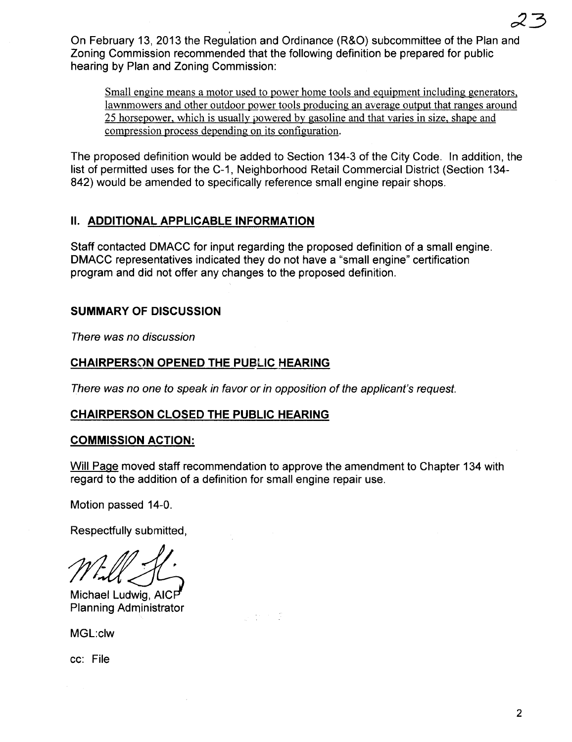On February 13, 2013 the Regulation and Ordinance (R&O) subcommittee of the Plan and Zoning Commission recommended that the following definition be prepared for public hearing by Plan and Zoning Commission:

> Small engine means a motor used to power home tools and equipment including generators, lawnmowers and other outdoor power tools producing an average output that ranges around 25 horsepower, which is usually powered by gasoline and that varies in size, shape and compression process depending on its configuration.

The proposed definition would be added to Section 134-3 of the City Code. In addition, the list of permitted uses for the C-1, Neighborhood Retail Commercial District (Section 134-842) would be amended to specifically reference small engine repair shops.

## II. ADDITIONAL APPLICABLE INFORMATION

Staff contacted DMACC for input regarding the proposed definition of a small engine. DMACC representatives indicated they do not have a "small engine" certification program and did not offer any changes to the proposed definition.

### SUMMARY OF DISCUSSION

*There was no discussion*

### CHAIRPERSON OPENED THE PUBLIC HEARING

*There was no one to speak in favor or in opposition of the applicant's request.*

### CHAIRPERSON CLOSED THE PUBLIC HEARING

### COMMISSION ACTION:

Will Page moved staff recommendation to approve the amendment to Chapter 134 with regard to the addition of a definition for small engine repair use.

Motion passed 14-0.

Respectfully submitted,

Michael Ludwig, AICP
Planning Administrator

MGL:clw

cc: File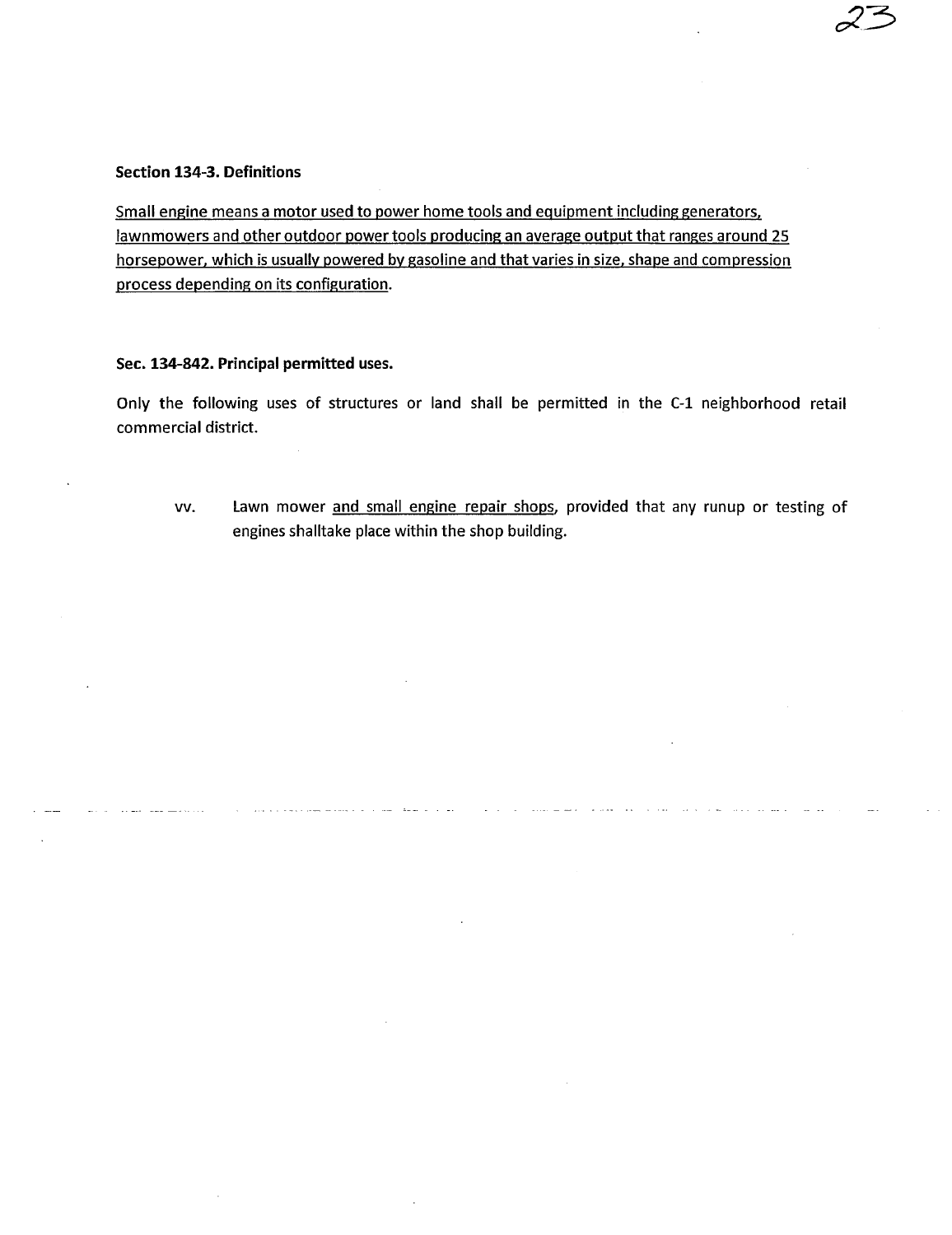**Section 134-3. Definitions**

Small engine means a motor used to power home tools and equipment including generators, lawnmowers and other outdoor power tools producing an average output that ranges around 25 horsepower, which is usually powered by gasoline and that varies in size, shape and compression process depending on its configuration.

**Sec. 134-842. Principal permitted uses.**

Only the following uses of structures or land shall be permitted in the C-1 neighborhood retail commercial district.

vv. Lawn mower and small engine repair shops, provided that any runup or testing of engines shalltake place within the shop building.